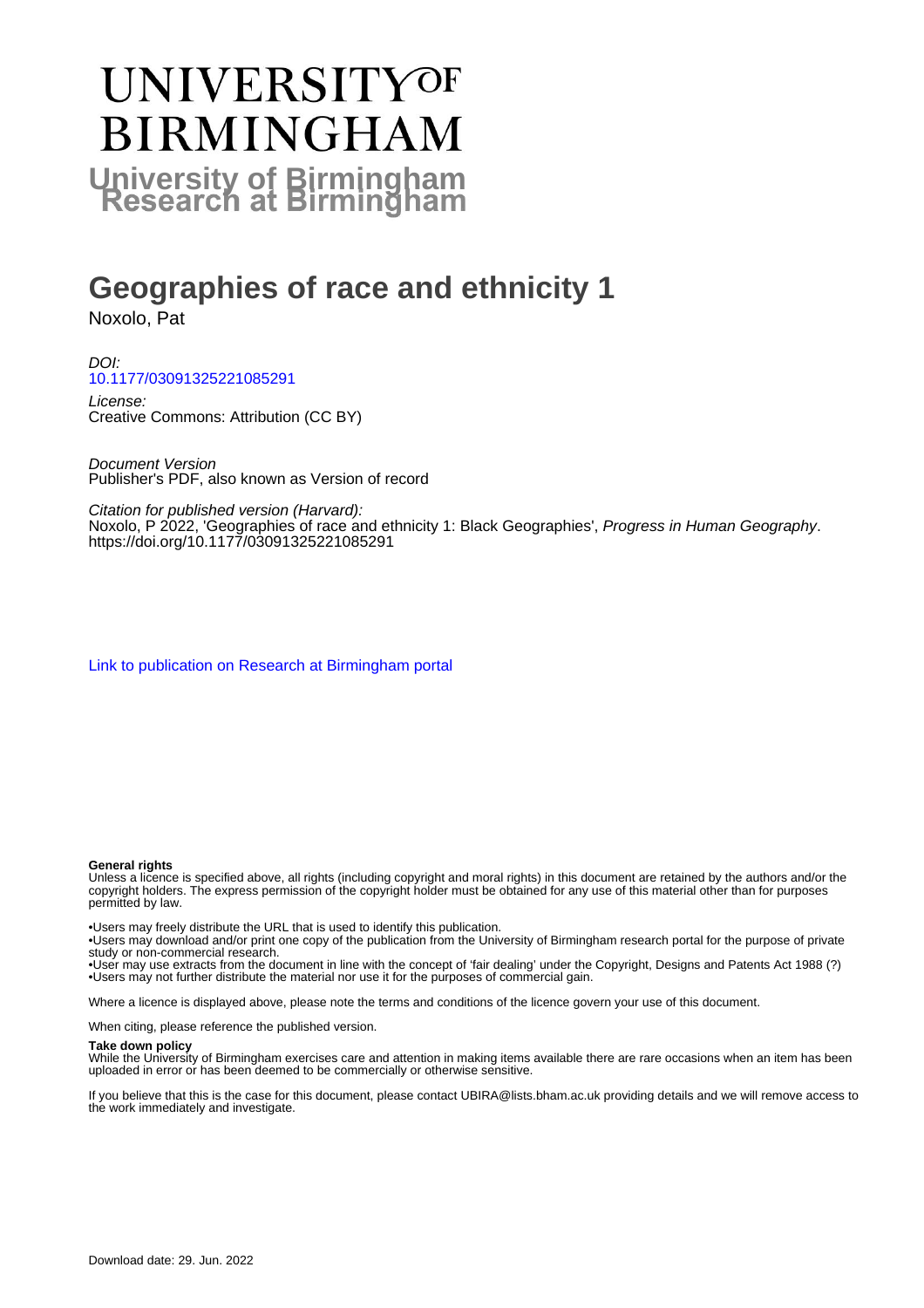# UNIVERSITY OF BIRMINGHAM

## University of Birmingham Research at Birmingham

# Geographies of race and ethnicity 1

Noxolo, Pat

*DOI:*
10.1177/03091325221085291

*License:*
Creative Commons: Attribution (CC BY)

*Document Version*
Publisher's PDF, also known as Version of record

*Citation for published version (Harvard):*
Noxolo, P 2022, 'Geographies of race and ethnicity 1: Black Geographies', *Progress in Human Geography*. https://doi.org/10.1177/03091325221085291

Link to publication on Research at Birmingham portal

**General rights**
Unless a licence is specified above, all rights (including copyright and moral rights) in this document are retained by the authors and/or the copyright holders. The express permission of the copyright holder must be obtained for any use of this material other than for purposes permitted by law.

•Users may freely distribute the URL that is used to identify this publication.
•Users may download and/or print one copy of the publication from the University of Birmingham research portal for the purpose of private study or non-commercial research.
•User may use extracts from the document in line with the concept of 'fair dealing' under the Copyright, Designs and Patents Act 1988 (?)
•Users may not further distribute the material nor use it for the purposes of commercial gain.

Where a licence is displayed above, please note the terms and conditions of the licence govern your use of this document.

When citing, please reference the published version.

**Take down policy**
While the University of Birmingham exercises care and attention in making items available there are rare occasions when an item has been uploaded in error or has been deemed to be commercially or otherwise sensitive.

If you believe that this is the case for this document, please contact UBIRA@lists.bham.ac.uk providing details and we will remove access to the work immediately and investigate.

Download date: 29. Jun. 2022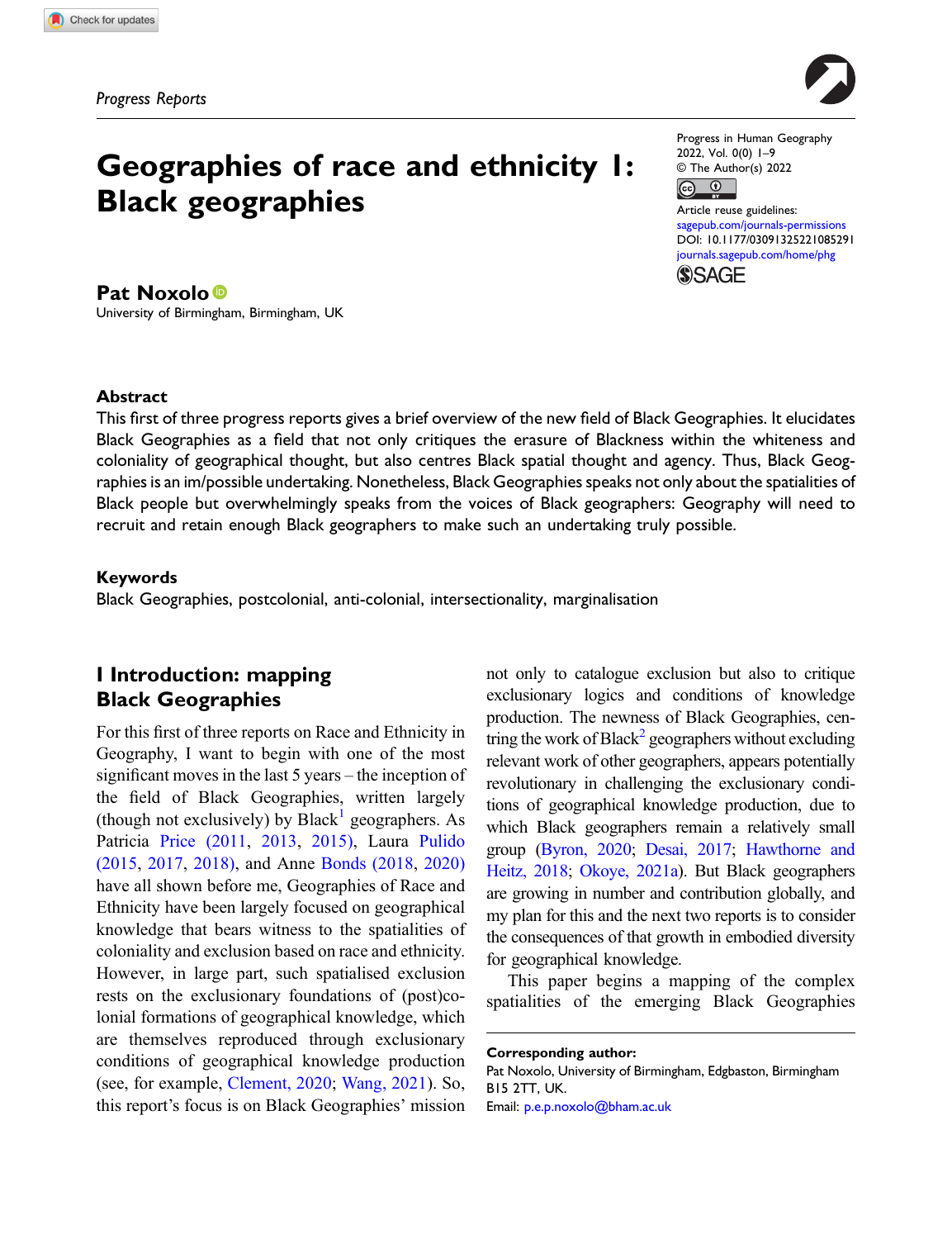Progress Reports

# Geographies of race and ethnicity 1: Black geographies

Progress in Human Geography
2022, Vol. 0(0) 1–9
© The Author(s) 2022
Article reuse guidelines:
sagepub.com/journals-permissions
DOI: 10.1177/03091325221085291
journals.sagepub.com/home/phg

**Pat Noxolo**
University of Birmingham, Birmingham, UK

## Abstract

This first of three progress reports gives a brief overview of the new field of Black Geographies. It elucidates Black Geographies as a field that not only critiques the erasure of Blackness within the whiteness and coloniality of geographical thought, but also centres Black spatial thought and agency. Thus, Black Geographies is an im/possible undertaking. Nonetheless, Black Geographies speaks not only about the spatialities of Black people but overwhelmingly speaks from the voices of Black geographers: Geography will need to recruit and retain enough Black geographers to make such an undertaking truly possible.

## Keywords

Black Geographies, postcolonial, anti-colonial, intersectionality, marginalisation

## I Introduction: mapping Black Geographies

For this first of three reports on Race and Ethnicity in Geography, I want to begin with one of the most significant moves in the last 5 years – the inception of the field of Black Geographies, written largely (though not exclusively) by Black[1] geographers. As Patricia Price (2011, 2013, 2015), Laura Pulido (2015, 2017, 2018), and Anne Bonds (2018, 2020) have all shown before me, Geographies of Race and Ethnicity have been largely focused on geographical knowledge that bears witness to the spatialities of coloniality and exclusion based on race and ethnicity. However, in large part, such spatialised exclusion rests on the exclusionary foundations of (post)colonial formations of geographical knowledge, which are themselves reproduced through exclusionary conditions of geographical knowledge production (see, for example, Clement, 2020; Wang, 2021). So, this report's focus is on Black Geographies' mission not only to catalogue exclusion but also to critique exclusionary logics and conditions of knowledge production. The newness of Black Geographies, centring the work of Black[2] geographers without excluding relevant work of other geographers, appears potentially revolutionary in challenging the exclusionary conditions of geographical knowledge production, due to which Black geographers remain a relatively small group (Byron, 2020; Desai, 2017; Hawthorne and Heitz, 2018; Okoye, 2021a). But Black geographers are growing in number and contribution globally, and my plan for this and the next two reports is to consider the consequences of that growth in embodied diversity for geographical knowledge.

This paper begins a mapping of the complex spatialities of the emerging Black Geographies

**Corresponding author:**
Pat Noxolo, University of Birmingham, Edgbaston, Birmingham B15 2TT, UK.
Email: p.e.p.noxolo@bham.ac.uk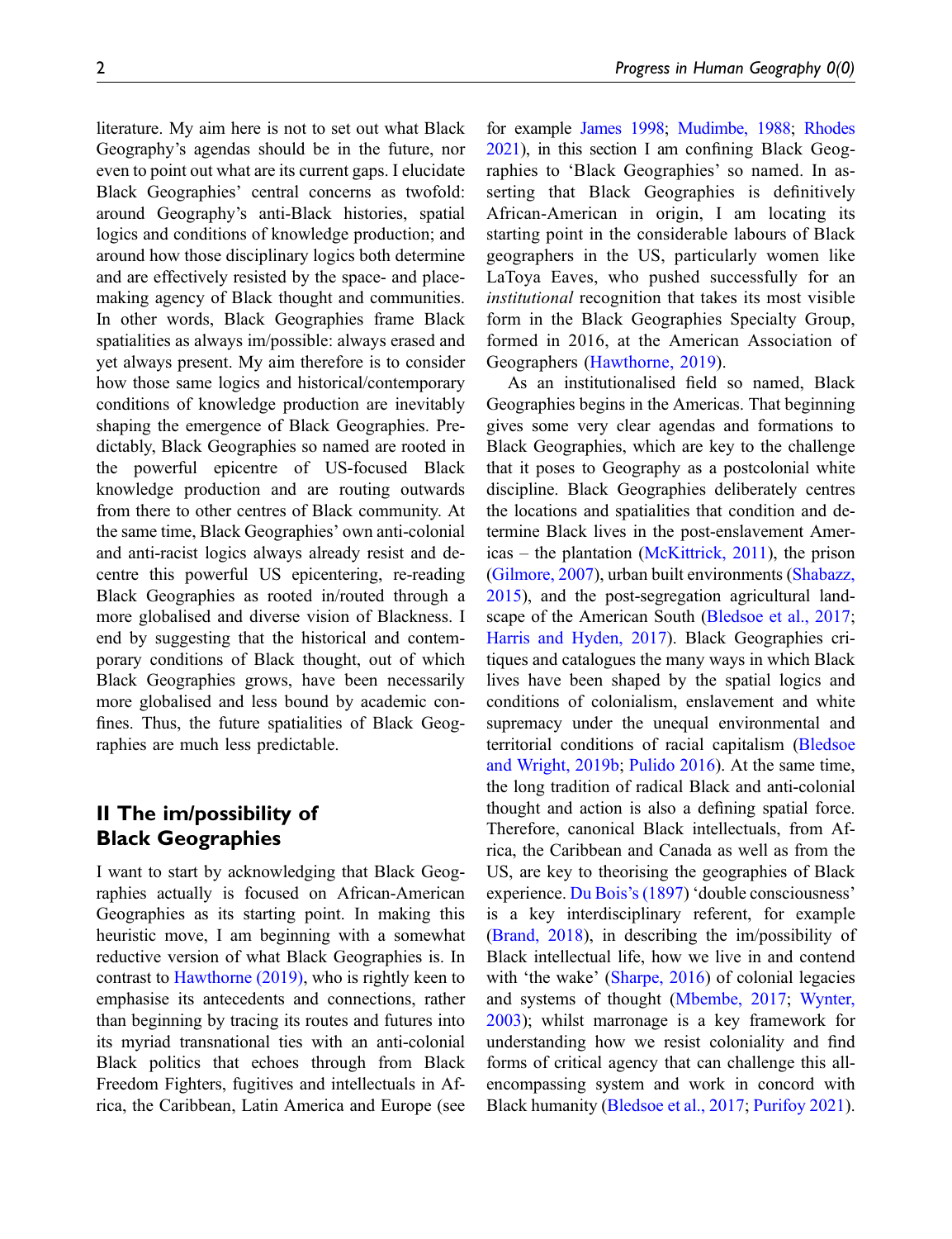literature. My aim here is not to set out what Black Geography's agendas should be in the future, nor even to point out what are its current gaps. I elucidate Black Geographies' central concerns as twofold: around Geography's anti-Black histories, spatial logics and conditions of knowledge production; and around how those disciplinary logics both determine and are effectively resisted by the space- and place-making agency of Black thought and communities. In other words, Black Geographies frame Black spatialities as always im/possible: always erased and yet always present. My aim therefore is to consider how those same logics and historical/contemporary conditions of knowledge production are inevitably shaping the emergence of Black Geographies. Predictably, Black Geographies so named are rooted in the powerful epicentre of US-focused Black knowledge production and are routing outwards from there to other centres of Black community. At the same time, Black Geographies' own anti-colonial and anti-racist logics always already resist and decentre this powerful US epicentering, re-reading Black Geographies as rooted in/routed through a more globalised and diverse vision of Blackness. I end by suggesting that the historical and contemporary conditions of Black thought, out of which Black Geographies grows, have been necessarily more globalised and less bound by academic confines. Thus, the future spatialities of Black Geographies are much less predictable.

## II The im/possibility of Black Geographies

I want to start by acknowledging that Black Geographies actually is focused on African-American Geographies as its starting point. In making this heuristic move, I am beginning with a somewhat reductive version of what Black Geographies is. In contrast to Hawthorne (2019), who is rightly keen to emphasise its antecedents and connections, rather than beginning by tracing its routes and futures into its myriad transnational ties with an anti-colonial Black politics that echoes through from Black Freedom Fighters, fugitives and intellectuals in Africa, the Caribbean, Latin America and Europe (see for example James 1998; Mudimbe, 1988; Rhodes 2021), in this section I am confining Black Geographies to 'Black Geographies' so named. In asserting that Black Geographies is definitively African-American in origin, I am locating its starting point in the considerable labours of Black geographers in the US, particularly women like LaToya Eaves, who pushed successfully for an *institutional* recognition that takes its most visible form in the Black Geographies Specialty Group, formed in 2016, at the American Association of Geographers (Hawthorne, 2019).

As an institutionalised field so named, Black Geographies begins in the Americas. That beginning gives some very clear agendas and formations to Black Geographies, which are key to the challenge that it poses to Geography as a postcolonial white discipline. Black Geographies deliberately centres the locations and spatialities that condition and determine Black lives in the post-enslavement Americas – the plantation (McKittrick, 2011), the prison (Gilmore, 2007), urban built environments (Shabazz, 2015), and the post-segregation agricultural landscape of the American South (Bledsoe et al., 2017; Harris and Hyden, 2017). Black Geographies critiques and catalogues the many ways in which Black lives have been shaped by the spatial logics and conditions of colonialism, enslavement and white supremacy under the unequal environmental and territorial conditions of racial capitalism (Bledsoe and Wright, 2019b; Pulido 2016). At the same time, the long tradition of radical Black and anti-colonial thought and action is also a defining spatial force. Therefore, canonical Black intellectuals, from Africa, the Caribbean and Canada as well as from the US, are key to theorising the geographies of Black experience. Du Bois's (1897) 'double consciousness' is a key interdisciplinary referent, for example (Brand, 2018), in describing the im/possibility of Black intellectual life, how we live in and contend with 'the wake' (Sharpe, 2016) of colonial legacies and systems of thought (Mbembe, 2017; Wynter, 2003); whilst marronage is a key framework for understanding how we resist coloniality and find forms of critical agency that can challenge this all-encompassing system and work in concord with Black humanity (Bledsoe et al., 2017; Purifoy 2021).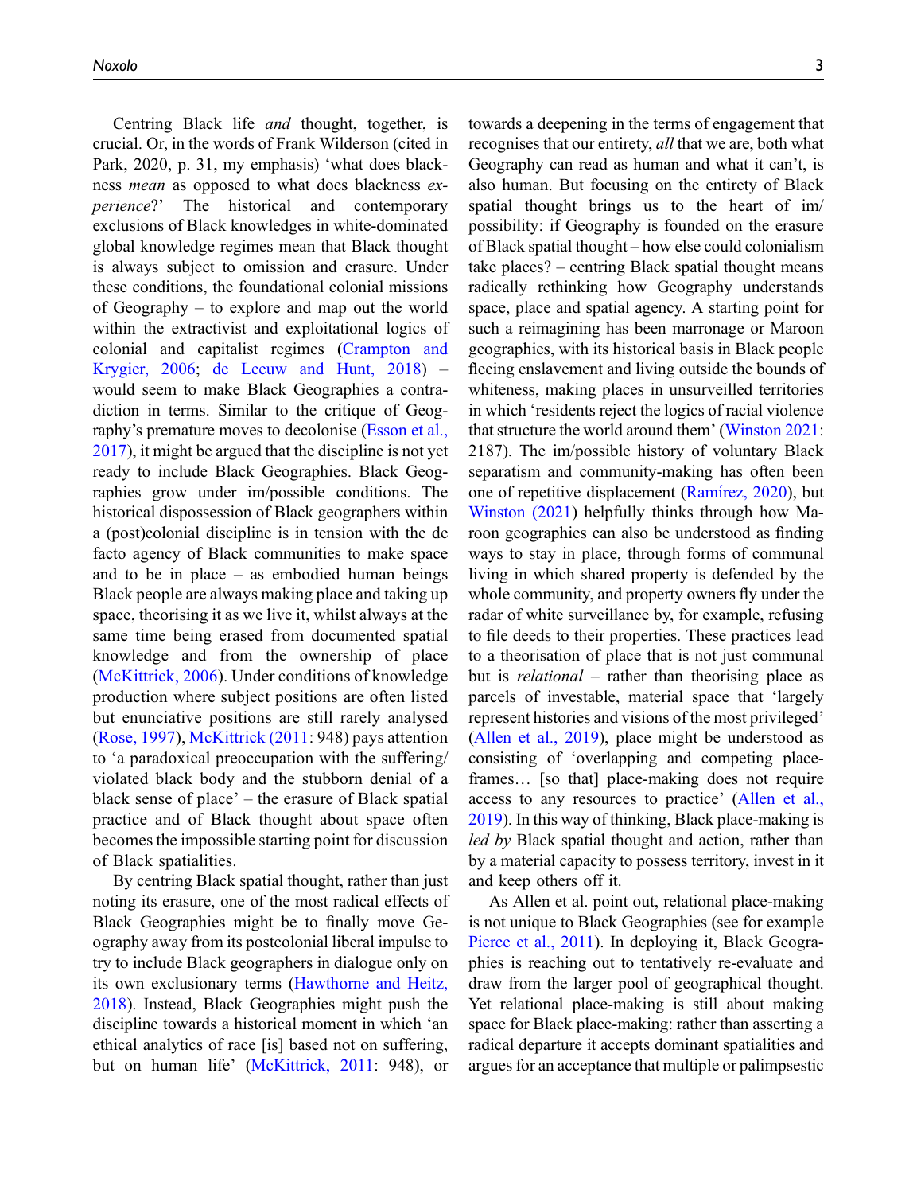Centring Black life *and* thought, together, is crucial. Or, in the words of Frank Wilderson (cited in Park, 2020, p. 31, my emphasis) 'what does blackness *mean* as opposed to what does blackness *experience*?' The historical and contemporary exclusions of Black knowledges in white-dominated global knowledge regimes mean that Black thought is always subject to omission and erasure. Under these conditions, the foundational colonial missions of Geography – to explore and map out the world within the extractivist and exploitational logics of colonial and capitalist regimes (Crampton and Krygier, 2006; de Leeuw and Hunt, 2018) – would seem to make Black Geographies a contradiction in terms. Similar to the critique of Geography's premature moves to decolonise (Esson et al., 2017), it might be argued that the discipline is not yet ready to include Black Geographies. Black Geographies grow under im/possible conditions. The historical dispossession of Black geographers within a (post)colonial discipline is in tension with the de facto agency of Black communities to make space and to be in place – as embodied human beings Black people are always making place and taking up space, theorising it as we live it, whilst always at the same time being erased from documented spatial knowledge and from the ownership of place (McKittrick, 2006). Under conditions of knowledge production where subject positions are often listed but enunciative positions are still rarely analysed (Rose, 1997), McKittrick (2011: 948) pays attention to 'a paradoxical preoccupation with the suffering/violated black body and the stubborn denial of a black sense of place' – the erasure of Black spatial practice and of Black thought about space often becomes the impossible starting point for discussion of Black spatialities.

By centring Black spatial thought, rather than just noting its erasure, one of the most radical effects of Black Geographies might be to finally move Geography away from its postcolonial liberal impulse to try to include Black geographers in dialogue only on its own exclusionary terms (Hawthorne and Heitz, 2018). Instead, Black Geographies might push the discipline towards a historical moment in which 'an ethical analytics of race [is] based not on suffering, but on human life' (McKittrick, 2011: 948), or towards a deepening in the terms of engagement that recognises that our entirety, *all* that we are, both what Geography can read as human and what it can't, is also human. But focusing on the entirety of Black spatial thought brings us to the heart of im/possibility: if Geography is founded on the erasure of Black spatial thought – how else could colonialism take places? – centring Black spatial thought means radically rethinking how Geography understands space, place and spatial agency. A starting point for such a reimagining has been marronage or Maroon geographies, with its historical basis in Black people fleeing enslavement and living outside the bounds of whiteness, making places in unsurveilled territories in which 'residents reject the logics of racial violence that structure the world around them' (Winston 2021: 2187). The im/possible history of voluntary Black separatism and community-making has often been one of repetitive displacement (Ramírez, 2020), but Winston (2021) helpfully thinks through how Maroon geographies can also be understood as finding ways to stay in place, through forms of communal living in which shared property is defended by the whole community, and property owners fly under the radar of white surveillance by, for example, refusing to file deeds to their properties. These practices lead to a theorisation of place that is not just communal but is *relational* – rather than theorising place as parcels of investable, material space that 'largely represent histories and visions of the most privileged' (Allen et al., 2019), place might be understood as consisting of 'overlapping and competing place-frames… [so that] place-making does not require access to any resources to practice' (Allen et al., 2019). In this way of thinking, Black place-making is *led by* Black spatial thought and action, rather than by a material capacity to possess territory, invest in it and keep others off it.

As Allen et al. point out, relational place-making is not unique to Black Geographies (see for example Pierce et al., 2011). In deploying it, Black Geographies is reaching out to tentatively re-evaluate and draw from the larger pool of geographical thought. Yet relational place-making is still about making space for Black place-making: rather than asserting a radical departure it accepts dominant spatialities and argues for an acceptance that multiple or palimpsestic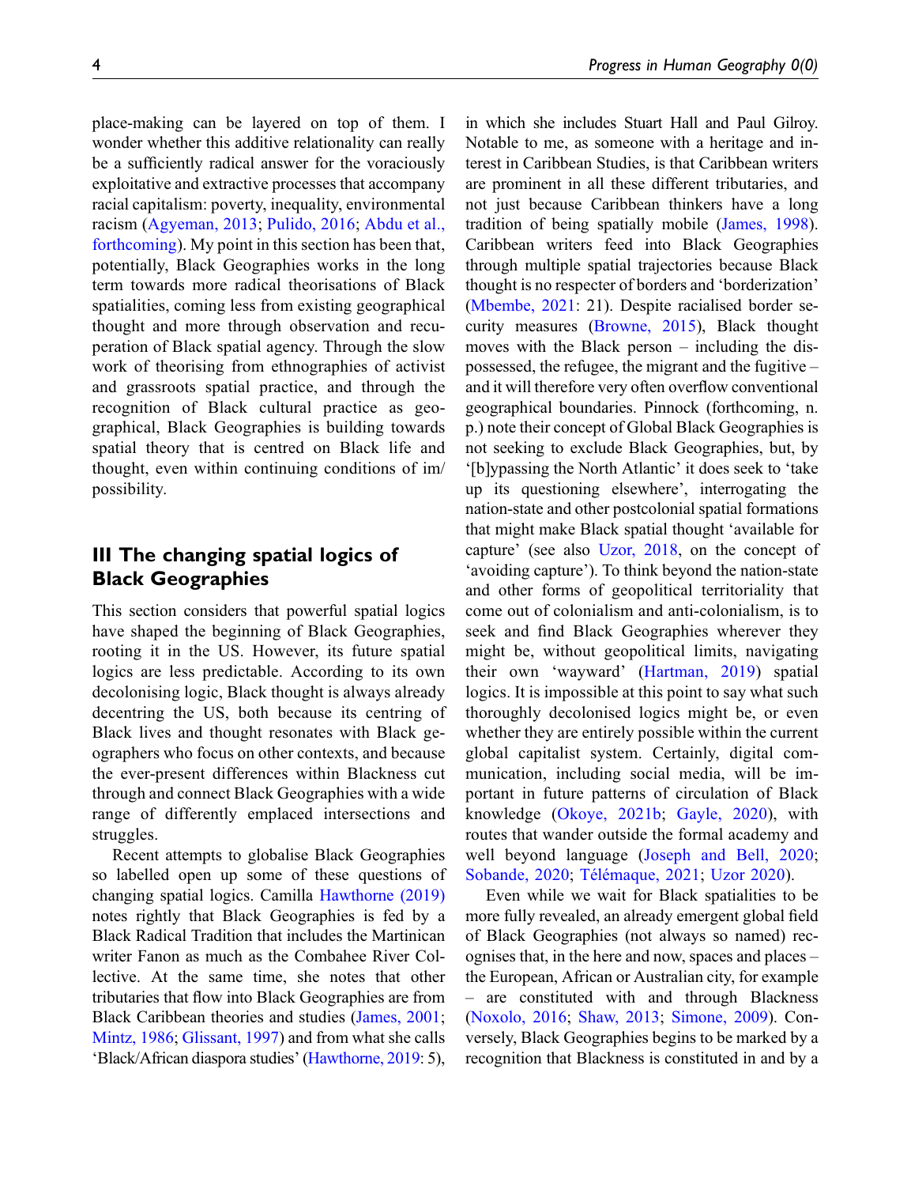place-making can be layered on top of them. I wonder whether this additive relationality can really be a sufficiently radical answer for the voraciously exploitative and extractive processes that accompany racial capitalism: poverty, inequality, environmental racism (Agyeman, 2013; Pulido, 2016; Abdu et al., forthcoming). My point in this section has been that, potentially, Black Geographies works in the long term towards more radical theorisations of Black spatialities, coming less from existing geographical thought and more through observation and recuperation of Black spatial agency. Through the slow work of theorising from ethnographies of activist and grassroots spatial practice, and through the recognition of Black cultural practice as geographical, Black Geographies is building towards spatial theory that is centred on Black life and thought, even within continuing conditions of im/possibility.

## III The changing spatial logics of Black Geographies

This section considers that powerful spatial logics have shaped the beginning of Black Geographies, rooting it in the US. However, its future spatial logics are less predictable. According to its own decolonising logic, Black thought is always already decentring the US, both because its centring of Black lives and thought resonates with Black geographers who focus on other contexts, and because the ever-present differences within Blackness cut through and connect Black Geographies with a wide range of differently emplaced intersections and struggles.

Recent attempts to globalise Black Geographies so labelled open up some of these questions of changing spatial logics. Camilla Hawthorne (2019) notes rightly that Black Geographies is fed by a Black Radical Tradition that includes the Martinican writer Fanon as much as the Combahee River Collective. At the same time, she notes that other tributaries that flow into Black Geographies are from Black Caribbean theories and studies (James, 2001; Mintz, 1986; Glissant, 1997) and from what she calls 'Black/African diaspora studies' (Hawthorne, 2019: 5), in which she includes Stuart Hall and Paul Gilroy. Notable to me, as someone with a heritage and interest in Caribbean Studies, is that Caribbean writers are prominent in all these different tributaries, and not just because Caribbean thinkers have a long tradition of being spatially mobile (James, 1998). Caribbean writers feed into Black Geographies through multiple spatial trajectories because Black thought is no respecter of borders and 'borderization' (Mbembe, 2021: 21). Despite racialised border security measures (Browne, 2015), Black thought moves with the Black person – including the dispossessed, the refugee, the migrant and the fugitive – and it will therefore very often overflow conventional geographical boundaries. Pinnock (forthcoming, n. p.) note their concept of Global Black Geographies is not seeking to exclude Black Geographies, but, by '[b]ypassing the North Atlantic' it does seek to 'take up its questioning elsewhere', interrogating the nation-state and other postcolonial spatial formations that might make Black spatial thought 'available for capture' (see also Uzor, 2018, on the concept of 'avoiding capture'). To think beyond the nation-state and other forms of geopolitical territoriality that come out of colonialism and anti-colonialism, is to seek and find Black Geographies wherever they might be, without geopolitical limits, navigating their own 'wayward' (Hartman, 2019) spatial logics. It is impossible at this point to say what such thoroughly decolonised logics might be, or even whether they are entirely possible within the current global capitalist system. Certainly, digital communication, including social media, will be important in future patterns of circulation of Black knowledge (Okoye, 2021b; Gayle, 2020), with routes that wander outside the formal academy and well beyond language (Joseph and Bell, 2020; Sobande, 2020; Télémaque, 2021; Uzor 2020).

Even while we wait for Black spatialities to be more fully revealed, an already emergent global field of Black Geographies (not always so named) recognises that, in the here and now, spaces and places – the European, African or Australian city, for example – are constituted with and through Blackness (Noxolo, 2016; Shaw, 2013; Simone, 2009). Conversely, Black Geographies begins to be marked by a recognition that Blackness is constituted in and by a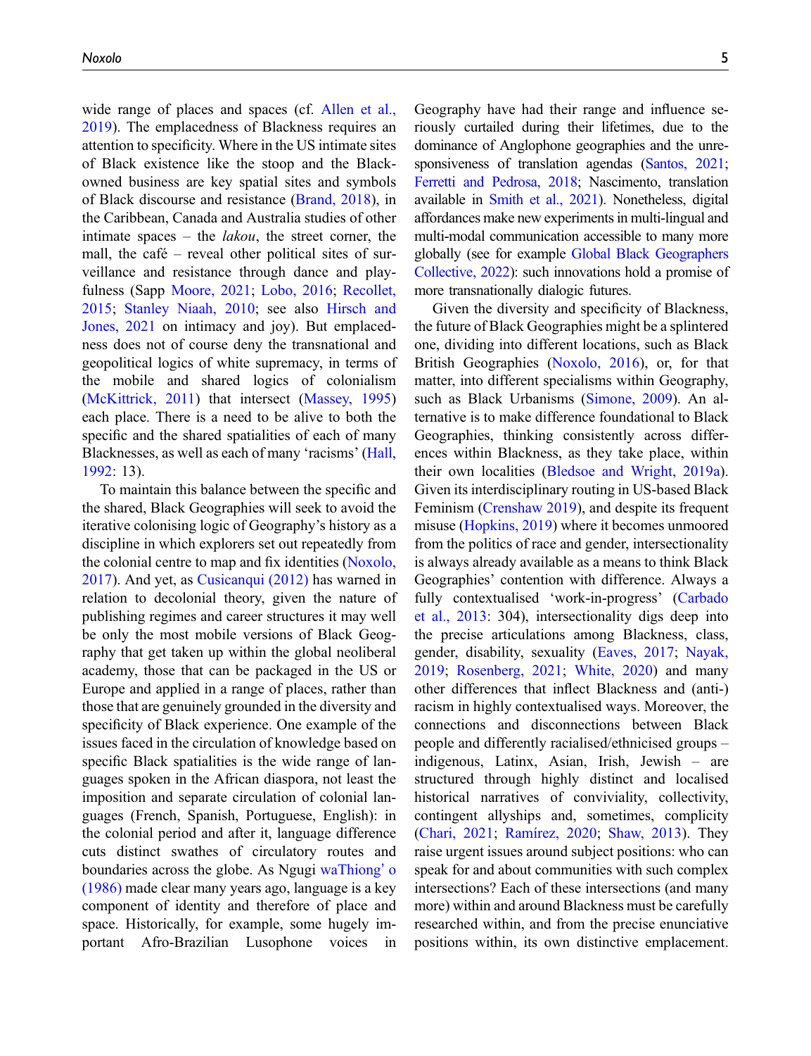wide range of places and spaces (cf. Allen et al., 2019). The emplacedness of Blackness requires an attention to specificity. Where in the US intimate sites of Black existence like the stoop and the Black-owned business are key spatial sites and symbols of Black discourse and resistance (Brand, 2018), in the Caribbean, Canada and Australia studies of other intimate spaces – the *lakou*, the street corner, the mall, the café – reveal other political sites of surveillance and resistance through dance and playfulness (Sapp Moore, 2021; Lobo, 2016; Recollet, 2015; Stanley Niaah, 2010; see also Hirsch and Jones, 2021 on intimacy and joy). But emplacedness does not of course deny the transnational and geopolitical logics of white supremacy, in terms of the mobile and shared logics of colonialism (McKittrick, 2011) that intersect (Massey, 1995) each place. There is a need to be alive to both the specific and the shared spatialities of each of many Blacknesses, as well as each of many 'racisms' (Hall, 1992: 13).

To maintain this balance between the specific and the shared, Black Geographies will seek to avoid the iterative colonising logic of Geography's history as a discipline in which explorers set out repeatedly from the colonial centre to map and fix identities (Noxolo, 2017). And yet, as Cusicanqui (2012) has warned in relation to decolonial theory, given the nature of publishing regimes and career structures it may well be only the most mobile versions of Black Geography that get taken up within the global neoliberal academy, those that can be packaged in the US or Europe and applied in a range of places, rather than those that are genuinely grounded in the diversity and specificity of Black experience. One example of the issues faced in the circulation of knowledge based on specific Black spatialities is the wide range of languages spoken in the African diaspora, not least the imposition and separate circulation of colonial languages (French, Spanish, Portuguese, English): in the colonial period and after it, language difference cuts distinct swathes of circulatory routes and boundaries across the globe. As Ngugi waThiong' o (1986) made clear many years ago, language is a key component of identity and therefore of place and space. Historically, for example, some hugely important Afro-Brazilian Lusophone voices in Geography have had their range and influence seriously curtailed during their lifetimes, due to the dominance of Anglophone geographies and the unresponsiveness of translation agendas (Santos, 2021; Ferretti and Pedrosa, 2018; Nascimento, translation available in Smith et al., 2021). Nonetheless, digital affordances make new experiments in multi-lingual and multi-modal communication accessible to many more globally (see for example Global Black Geographers Collective, 2022): such innovations hold a promise of more transnationally dialogic futures.

Given the diversity and specificity of Blackness, the future of Black Geographies might be a splintered one, dividing into different locations, such as Black British Geographies (Noxolo, 2016), or, for that matter, into different specialisms within Geography, such as Black Urbanisms (Simone, 2009). An alternative is to make difference foundational to Black Geographies, thinking consistently across differences within Blackness, as they take place, within their own localities (Bledsoe and Wright, 2019a). Given its interdisciplinary routing in US-based Black Feminism (Crenshaw 2019), and despite its frequent misuse (Hopkins, 2019) where it becomes unmoored from the politics of race and gender, intersectionality is always already available as a means to think Black Geographies' contention with difference. Always a fully contextualised 'work-in-progress' (Carbado et al., 2013: 304), intersectionality digs deep into the precise articulations among Blackness, class, gender, disability, sexuality (Eaves, 2017; Nayak, 2019; Rosenberg, 2021; White, 2020) and many other differences that inflect Blackness and (anti-) racism in highly contextualised ways. Moreover, the connections and disconnections between Black people and differently racialised/ethnicised groups – indigenous, Latinx, Asian, Irish, Jewish – are structured through highly distinct and localised historical narratives of conviviality, collectivity, contingent allyships and, sometimes, complicity (Chari, 2021; Ramírez, 2020; Shaw, 2013). They raise urgent issues around subject positions: who can speak for and about communities with such complex intersections? Each of these intersections (and many more) within and around Blackness must be carefully researched within, and from the precise enunciative positions within, its own distinctive emplacement.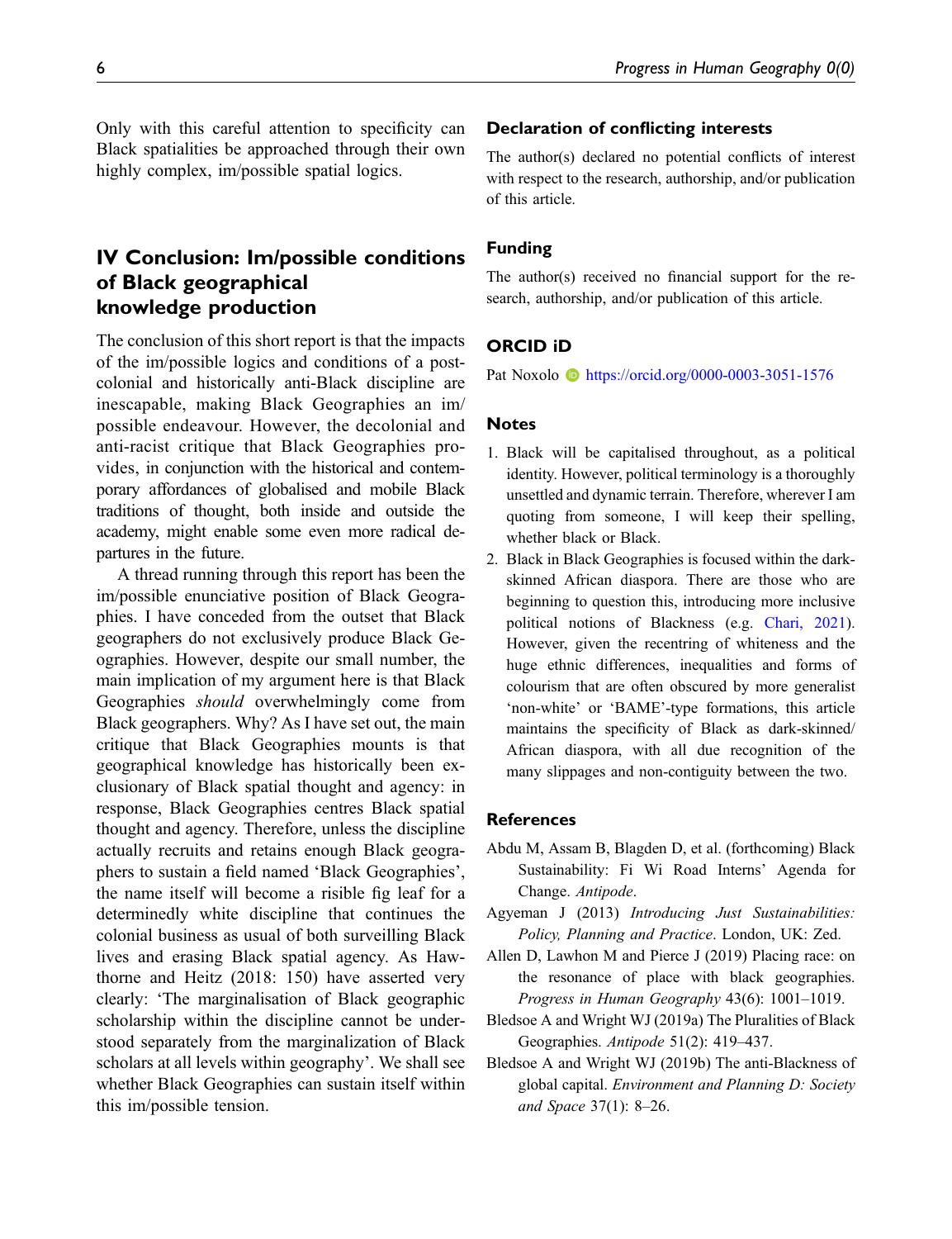Only with this careful attention to specificity can Black spatialities be approached through their own highly complex, im/possible spatial logics.

## IV Conclusion: Im/possible conditions of Black geographical knowledge production

The conclusion of this short report is that the impacts of the im/possible logics and conditions of a postcolonial and historically anti-Black discipline are inescapable, making Black Geographies an im/possible endeavour. However, the decolonial and anti-racist critique that Black Geographies provides, in conjunction with the historical and contemporary affordances of globalised and mobile Black traditions of thought, both inside and outside the academy, might enable some even more radical departures in the future.

A thread running through this report has been the im/possible enunciative position of Black Geographies. I have conceded from the outset that Black geographers do not exclusively produce Black Geographies. However, despite our small number, the main implication of my argument here is that Black Geographies *should* overwhelmingly come from Black geographers. Why? As I have set out, the main critique that Black Geographies mounts is that geographical knowledge has historically been exclusionary of Black spatial thought and agency: in response, Black Geographies centres Black spatial thought and agency. Therefore, unless the discipline actually recruits and retains enough Black geographers to sustain a field named 'Black Geographies', the name itself will become a risible fig leaf for a determinedly white discipline that continues the colonial business as usual of both surveilling Black lives and erasing Black spatial agency. As Hawthorne and Heitz (2018: 150) have asserted very clearly: 'The marginalisation of Black geographic scholarship within the discipline cannot be understood separately from the marginalization of Black scholars at all levels within geography'. We shall see whether Black Geographies can sustain itself within this im/possible tension.

### Declaration of conflicting interests

The author(s) declared no potential conflicts of interest with respect to the research, authorship, and/or publication of this article.

### Funding

The author(s) received no financial support for the research, authorship, and/or publication of this article.

### ORCID iD

Pat Noxolo https://orcid.org/0000-0003-3051-1576

### Notes

1. Black will be capitalised throughout, as a political identity. However, political terminology is a thoroughly unsettled and dynamic terrain. Therefore, wherever I am quoting from someone, I will keep their spelling, whether black or Black.
2. Black in Black Geographies is focused within the dark-skinned African diaspora. There are those who are beginning to question this, introducing more inclusive political notions of Blackness (e.g. Chari, 2021). However, given the recentring of whiteness and the huge ethnic differences, inequalities and forms of colourism that are often obscured by more generalist 'non-white' or 'BAME'-type formations, this article maintains the specificity of Black as dark-skinned/African diaspora, with all due recognition of the many slippages and non-contiguity between the two.

### References

Abdu M, Assam B, Blagden D, et al. (forthcoming) Black Sustainability: Fi Wi Road Interns' Agenda for Change. *Antipode*.

Agyeman J (2013) *Introducing Just Sustainabilities: Policy, Planning and Practice*. London, UK: Zed.

Allen D, Lawhon M and Pierce J (2019) Placing race: on the resonance of place with black geographies. *Progress in Human Geography* 43(6): 1001–1019.

Bledsoe A and Wright WJ (2019a) The Pluralities of Black Geographies. *Antipode* 51(2): 419–437.

Bledsoe A and Wright WJ (2019b) The anti-Blackness of global capital. *Environment and Planning D: Society and Space* 37(1): 8–26.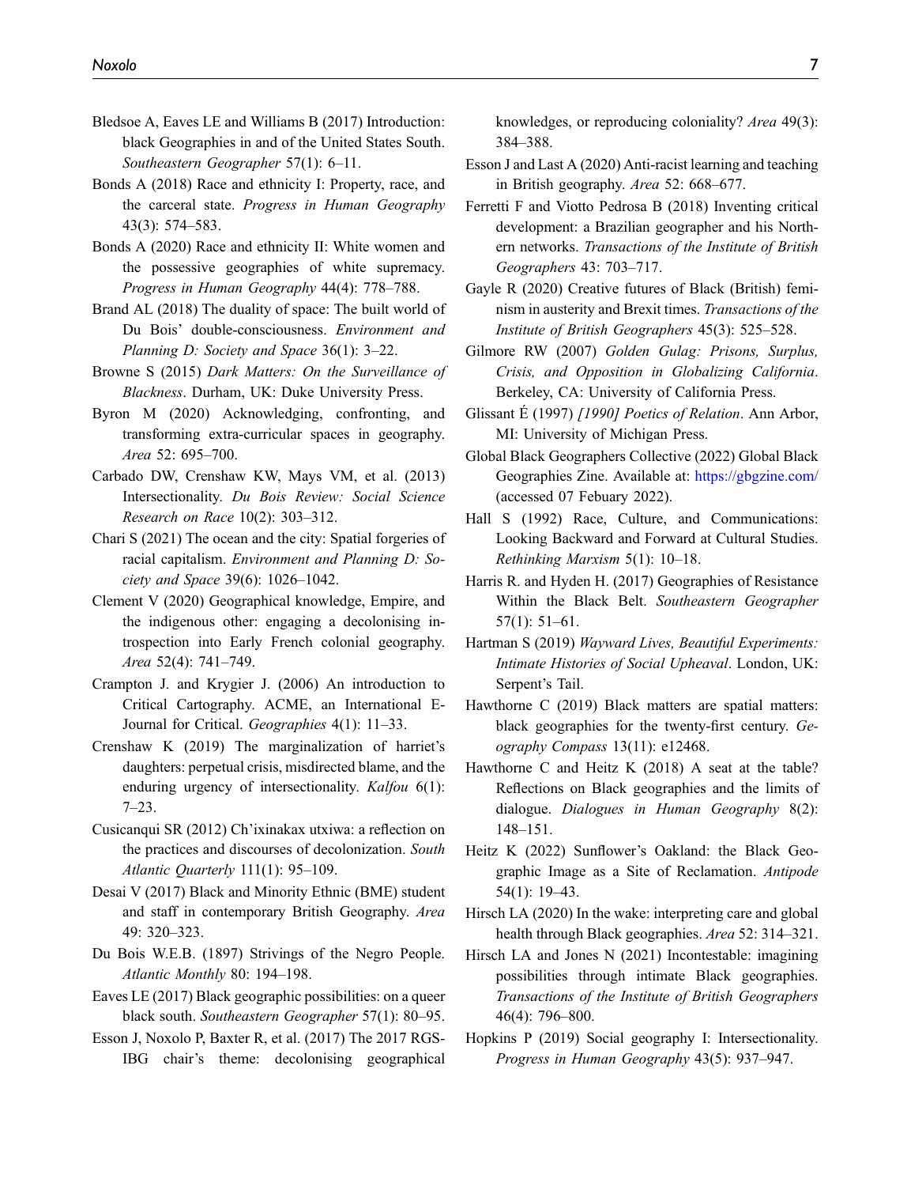Bledsoe A, Eaves LE and Williams B (2017) Introduction: black Geographies in and of the United States South. *Southeastern Geographer* 57(1): 6–11.

Bonds A (2018) Race and ethnicity I: Property, race, and the carceral state. *Progress in Human Geography* 43(3): 574–583.

Bonds A (2020) Race and ethnicity II: White women and the possessive geographies of white supremacy. *Progress in Human Geography* 44(4): 778–788.

Brand AL (2018) The duality of space: The built world of Du Bois' double-consciousness. *Environment and Planning D: Society and Space* 36(1): 3–22.

Browne S (2015) *Dark Matters: On the Surveillance of Blackness*. Durham, UK: Duke University Press.

Byron M (2020) Acknowledging, confronting, and transforming extra-curricular spaces in geography. *Area* 52: 695–700.

Carbado DW, Crenshaw KW, Mays VM, et al. (2013) Intersectionality. *Du Bois Review: Social Science Research on Race* 10(2): 303–312.

Chari S (2021) The ocean and the city: Spatial forgeries of racial capitalism. *Environment and Planning D: Society and Space* 39(6): 1026–1042.

Clement V (2020) Geographical knowledge, Empire, and the indigenous other: engaging a decolonising introspection into Early French colonial geography. *Area* 52(4): 741–749.

Crampton J. and Krygier J. (2006) An introduction to Critical Cartography. ACME, an International E-Journal for Critical. *Geographies* 4(1): 11–33.

Crenshaw K (2019) The marginalization of harriet's daughters: perpetual crisis, misdirected blame, and the enduring urgency of intersectionality. *Kalfou* 6(1): 7–23.

Cusicanqui SR (2012) Ch'ixinakax utxiwa: a reflection on the practices and discourses of decolonization. *South Atlantic Quarterly* 111(1): 95–109.

Desai V (2017) Black and Minority Ethnic (BME) student and staff in contemporary British Geography. *Area* 49: 320–323.

Du Bois W.E.B. (1897) Strivings of the Negro People. *Atlantic Monthly* 80: 194–198.

Eaves LE (2017) Black geographic possibilities: on a queer black south. *Southeastern Geographer* 57(1): 80–95.

Esson J, Noxolo P, Baxter R, et al. (2017) The 2017 RGS-IBG chair's theme: decolonising geographical knowledges, or reproducing coloniality? *Area* 49(3): 384–388.

Esson J and Last A (2020) Anti-racist learning and teaching in British geography. *Area* 52: 668–677.

Ferretti F and Viotto Pedrosa B (2018) Inventing critical development: a Brazilian geographer and his Northern networks. *Transactions of the Institute of British Geographers* 43: 703–717.

Gayle R (2020) Creative futures of Black (British) feminism in austerity and Brexit times. *Transactions of the Institute of British Geographers* 45(3): 525–528.

Gilmore RW (2007) *Golden Gulag: Prisons, Surplus, Crisis, and Opposition in Globalizing California*. Berkeley, CA: University of California Press.

Glissant É (1997) *[1990] Poetics of Relation*. Ann Arbor, MI: University of Michigan Press.

Global Black Geographers Collective (2022) Global Black Geographies Zine. Available at: https://gbgzine.com/ (accessed 07 Febuary 2022).

Hall S (1992) Race, Culture, and Communications: Looking Backward and Forward at Cultural Studies. *Rethinking Marxism* 5(1): 10–18.

Harris R. and Hyden H. (2017) Geographies of Resistance Within the Black Belt. *Southeastern Geographer* 57(1): 51–61.

Hartman S (2019) *Wayward Lives, Beautiful Experiments: Intimate Histories of Social Upheaval*. London, UK: Serpent's Tail.

Hawthorne C (2019) Black matters are spatial matters: black geographies for the twenty-first century. *Geography Compass* 13(11): e12468.

Hawthorne C and Heitz K (2018) A seat at the table? Reflections on Black geographies and the limits of dialogue. *Dialogues in Human Geography* 8(2): 148–151.

Heitz K (2022) Sunflower's Oakland: the Black Geographic Image as a Site of Reclamation. *Antipode* 54(1): 19–43.

Hirsch LA (2020) In the wake: interpreting care and global health through Black geographies. *Area* 52: 314–321.

Hirsch LA and Jones N (2021) Incontestable: imagining possibilities through intimate Black geographies. *Transactions of the Institute of British Geographers* 46(4): 796–800.

Hopkins P (2019) Social geography I: Intersectionality. *Progress in Human Geography* 43(5): 937–947.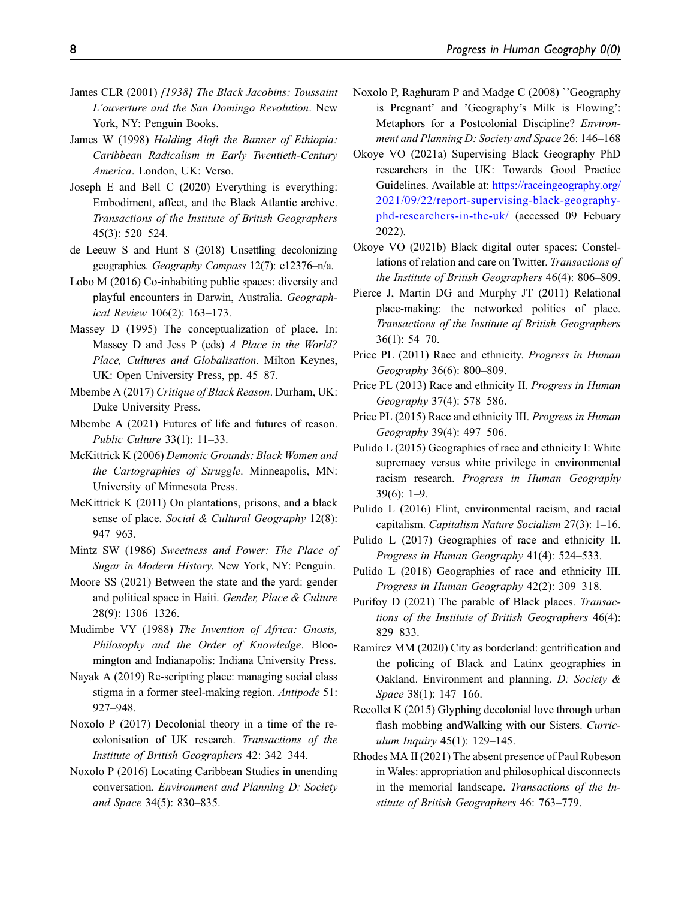James CLR (2001) *[1938] The Black Jacobins: Toussaint L'ouverture and the San Domingo Revolution*. New York, NY: Penguin Books.

James W (1998) *Holding Aloft the Banner of Ethiopia: Caribbean Radicalism in Early Twentieth-Century America*. London, UK: Verso.

Joseph E and Bell C (2020) Everything is everything: Embodiment, affect, and the Black Atlantic archive. *Transactions of the Institute of British Geographers* 45(3): 520–524.

de Leeuw S and Hunt S (2018) Unsettling decolonizing geographies. *Geography Compass* 12(7): e12376–n/a.

Lobo M (2016) Co-inhabiting public spaces: diversity and playful encounters in Darwin, Australia. *Geographical Review* 106(2): 163–173.

Massey D (1995) The conceptualization of place. In: Massey D and Jess P (eds) *A Place in the World? Place, Cultures and Globalisation*. Milton Keynes, UK: Open University Press, pp. 45–87.

Mbembe A (2017) *Critique of Black Reason*. Durham, UK: Duke University Press.

Mbembe A (2021) Futures of life and futures of reason. *Public Culture* 33(1): 11–33.

McKittrick K (2006) *Demonic Grounds: Black Women and the Cartographies of Struggle*. Minneapolis, MN: University of Minnesota Press.

McKittrick K (2011) On plantations, prisons, and a black sense of place. *Social & Cultural Geography* 12(8): 947–963.

Mintz SW (1986) *Sweetness and Power: The Place of Sugar in Modern History*. New York, NY: Penguin.

Moore SS (2021) Between the state and the yard: gender and political space in Haiti. *Gender, Place & Culture* 28(9): 1306–1326.

Mudimbe VY (1988) *The Invention of Africa: Gnosis, Philosophy and the Order of Knowledge*. Bloomington and Indianapolis: Indiana University Press.

Nayak A (2019) Re-scripting place: managing social class stigma in a former steel-making region. *Antipode* 51: 927–948.

Noxolo P (2017) Decolonial theory in a time of the re-colonisation of UK research. *Transactions of the Institute of British Geographers* 42: 342–344.

Noxolo P (2016) Locating Caribbean Studies in unending conversation. *Environment and Planning D: Society and Space* 34(5): 830–835.

Noxolo P, Raghuram P and Madge C (2008) ``Geography is Pregnant' and 'Geography's Milk is Flowing': Metaphors for a Postcolonial Discipline? *Environment and Planning D: Society and Space* 26: 146–168

Okoye VO (2021a) Supervising Black Geography PhD researchers in the UK: Towards Good Practice Guidelines. Available at: https://raceingeography.org/2021/09/22/report-supervising-black-geography-phd-researchers-in-the-uk/ (accessed 09 Febuary 2022).

Okoye VO (2021b) Black digital outer spaces: Constellations of relation and care on Twitter. *Transactions of the Institute of British Geographers* 46(4): 806–809.

Pierce J, Martin DG and Murphy JT (2011) Relational place-making: the networked politics of place. *Transactions of the Institute of British Geographers* 36(1): 54–70.

Price PL (2011) Race and ethnicity. *Progress in Human Geography* 36(6): 800–809.

Price PL (2013) Race and ethnicity II. *Progress in Human Geography* 37(4): 578–586.

Price PL (2015) Race and ethnicity III. *Progress in Human Geography* 39(4): 497–506.

Pulido L (2015) Geographies of race and ethnicity I: White supremacy versus white privilege in environmental racism research. *Progress in Human Geography* 39(6): 1–9.

Pulido L (2016) Flint, environmental racism, and racial capitalism. *Capitalism Nature Socialism* 27(3): 1–16.

Pulido L (2017) Geographies of race and ethnicity II. *Progress in Human Geography* 41(4): 524–533.

Pulido L (2018) Geographies of race and ethnicity III. *Progress in Human Geography* 42(2): 309–318.

Purifoy D (2021) The parable of Black places. *Transactions of the Institute of British Geographers* 46(4): 829–833.

Ramírez MM (2020) City as borderland: gentrification and the policing of Black and Latinx geographies in Oakland. Environment and planning. *D: Society & Space* 38(1): 147–166.

Recollet K (2015) Glyphing decolonial love through urban flash mobbing andWalking with our Sisters. *Curriculum Inquiry* 45(1): 129–145.

Rhodes MA II (2021) The absent presence of Paul Robeson in Wales: appropriation and philosophical disconnects in the memorial landscape. *Transactions of the Institute of British Geographers* 46: 763–779.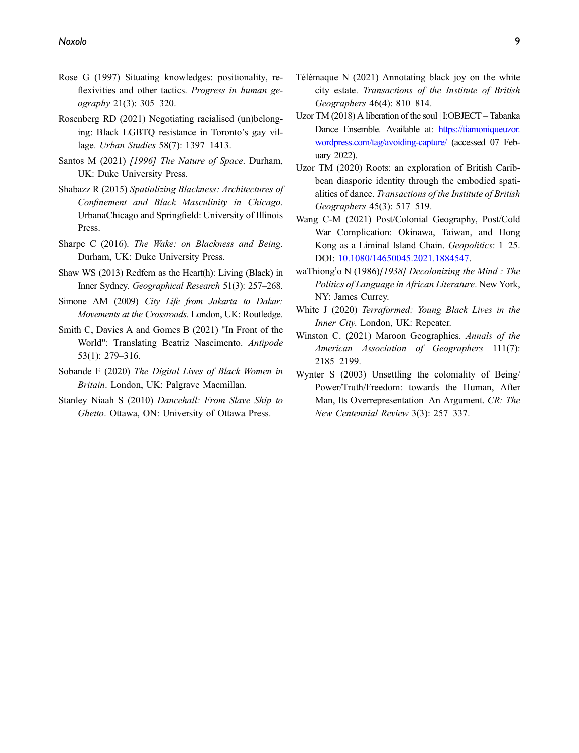Rose G (1997) Situating knowledges: positionality, reflexivities and other tactics. *Progress in human geography* 21(3): 305–320.

Rosenberg RD (2021) Negotiating racialised (un)belonging: Black LGBTQ resistance in Toronto's gay village. *Urban Studies* 58(7): 1397–1413.

Santos M (2021) *[1996] The Nature of Space*. Durham, UK: Duke University Press.

Shabazz R (2015) *Spatializing Blackness: Architectures of Confinement and Black Masculinity in Chicago*. UrbanaChicago and Springfield: University of Illinois Press.

Sharpe C (2016). *The Wake: on Blackness and Being*. Durham, UK: Duke University Press.

Shaw WS (2013) Redfern as the Heart(h): Living (Black) in Inner Sydney. *Geographical Research* 51(3): 257–268.

Simone AM (2009) *City Life from Jakarta to Dakar: Movements at the Crossroads*. London, UK: Routledge.

Smith C, Davies A and Gomes B (2021) "In Front of the World": Translating Beatriz Nascimento. *Antipode* 53(1): 279–316.

Sobande F (2020) *The Digital Lives of Black Women in Britain*. London, UK: Palgrave Macmillan.

Stanley Niaah S (2010) *Dancehall: From Slave Ship to Ghetto*. Ottawa, ON: University of Ottawa Press.

Télémaque N (2021) Annotating black joy on the white city estate. *Transactions of the Institute of British Geographers* 46(4): 810–814.

Uzor TM (2018) A liberation of the soul | I:OBJECT – Tabanka Dance Ensemble. Available at: https://tiamoniqueuzor.wordpress.com/tag/avoiding-capture/ (accessed 07 Febuary 2022).

Uzor TM (2020) Roots: an exploration of British Caribbean diasporic identity through the embodied spatialities of dance. *Transactions of the Institute of British Geographers* 45(3): 517–519.

Wang C-M (2021) Post/Colonial Geography, Post/Cold War Complication: Okinawa, Taiwan, and Hong Kong as a Liminal Island Chain. *Geopolitics*: 1–25. DOI: 10.1080/14650045.2021.1884547.

waThiong'o N (1986)*[1938] Decolonizing the Mind : The Politics of Language in African Literature*. New York, NY: James Currey.

White J (2020) *Terraformed: Young Black Lives in the Inner City*. London, UK: Repeater.

Winston C. (2021) Maroon Geographies. *Annals of the American Association of Geographers* 111(7): 2185–2199.

Wynter S (2003) Unsettling the coloniality of Being/Power/Truth/Freedom: towards the Human, After Man, Its Overrepresentation–An Argument. *CR: The New Centennial Review* 3(3): 257–337.